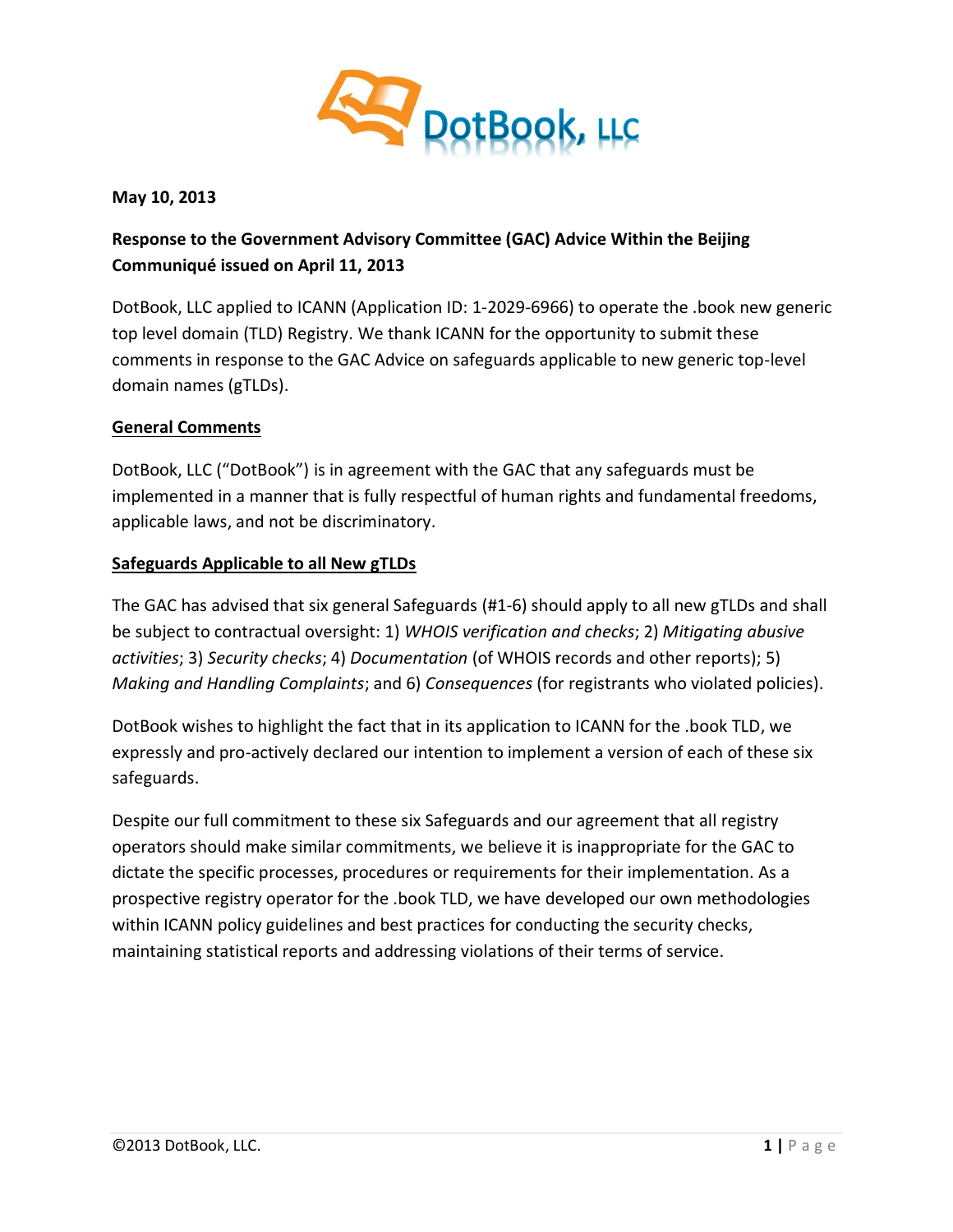DotBook, LLC

**May 10, 2013**

**Response to the Government Advisory Committee (GAC) Advice Within the Beijing Communiqué issued on April 11, 2013**

DotBook, LLC applied to ICANN (Application ID: 1-2029-6966) to operate the .book new generic top level domain (TLD) Registry. We thank ICANN for the opportunity to submit these comments in response to the GAC Advice on safeguards applicable to new generic top-level domain names (gTLDs).

## General Comments

DotBook, LLC ("DotBook") is in agreement with the GAC that any safeguards must be implemented in a manner that is fully respectful of human rights and fundamental freedoms, applicable laws, and not be discriminatory.

## Safeguards Applicable to all New gTLDs

The GAC has advised that six general Safeguards (#1-6) should apply to all new gTLDs and shall be subject to contractual oversight: 1) *WHOIS verification and checks*; 2) *Mitigating abusive activities*; 3) *Security checks*; 4) *Documentation* (of WHOIS records and other reports); 5) *Making and Handling Complaints*; and 6) *Consequences* (for registrants who violated policies).

DotBook wishes to highlight the fact that in its application to ICANN for the .book TLD, we expressly and pro-actively declared our intention to implement a version of each of these six safeguards.

Despite our full commitment to these six Safeguards and our agreement that all registry operators should make similar commitments, we believe it is inappropriate for the GAC to dictate the specific processes, procedures or requirements for their implementation. As a prospective registry operator for the .book TLD, we have developed our own methodologies within ICANN policy guidelines and best practices for conducting the security checks, maintaining statistical reports and addressing violations of their terms of service.

©2013 DotBook, LLC.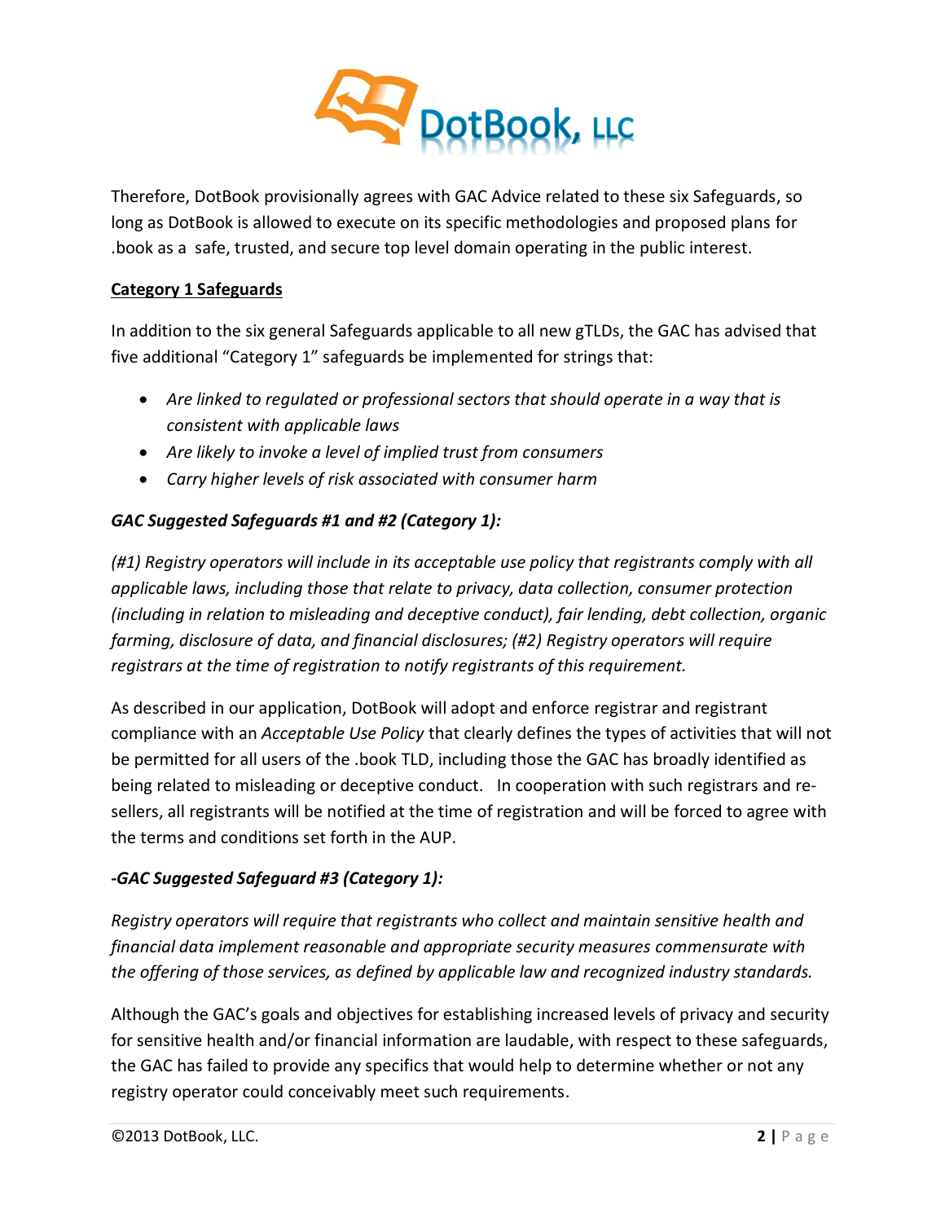Therefore, DotBook provisionally agrees with GAC Advice related to these six Safeguards, so long as DotBook is allowed to execute on its specific methodologies and proposed plans for .book as a safe, trusted, and secure top level domain operating in the public interest.

**Category 1 Safeguards**

In addition to the six general Safeguards applicable to all new gTLDs, the GAC has advised that five additional "Category 1" safeguards be implemented for strings that:

- *Are linked to regulated or professional sectors that should operate in a way that is consistent with applicable laws*
- *Are likely to invoke a level of implied trust from consumers*
- *Carry higher levels of risk associated with consumer harm*

***GAC Suggested Safeguards #1 and #2 (Category 1):***

*(#1) Registry operators will include in its acceptable use policy that registrants comply with all applicable laws, including those that relate to privacy, data collection, consumer protection (including in relation to misleading and deceptive conduct), fair lending, debt collection, organic farming, disclosure of data, and financial disclosures; (#2) Registry operators will require registrars at the time of registration to notify registrants of this requirement.*

As described in our application, DotBook will adopt and enforce registrar and registrant compliance with an *Acceptable Use Policy* that clearly defines the types of activities that will not be permitted for all users of the .book TLD, including those the GAC has broadly identified as being related to misleading or deceptive conduct. In cooperation with such registrars and re-sellers, all registrants will be notified at the time of registration and will be forced to agree with the terms and conditions set forth in the AUP.

***-GAC Suggested Safeguard #3 (Category 1):***

*Registry operators will require that registrants who collect and maintain sensitive health and financial data implement reasonable and appropriate security measures commensurate with the offering of those services, as defined by applicable law and recognized industry standards.*

Although the GAC's goals and objectives for establishing increased levels of privacy and security for sensitive health and/or financial information are laudable, with respect to these safeguards, the GAC has failed to provide any specifics that would help to determine whether or not any registry operator could conceivably meet such requirements.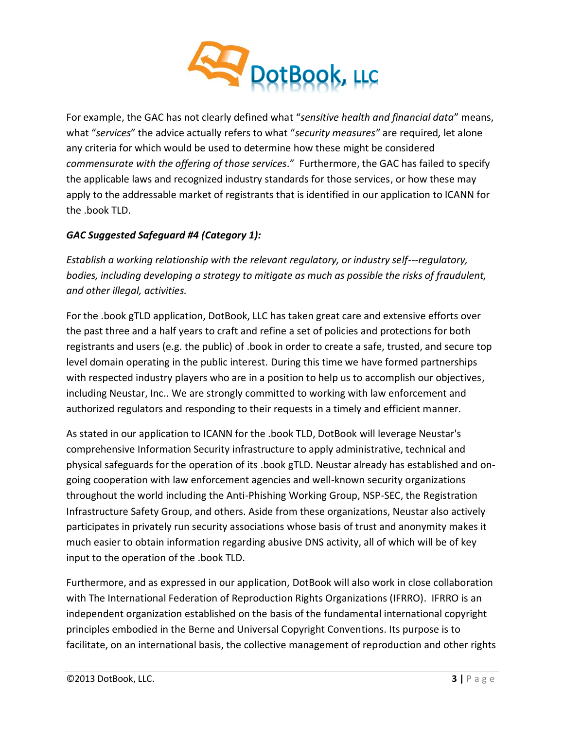For example, the GAC has not clearly defined what "*sensitive health and financial data*" means, what "*services*" the advice actually refers to what "*security measures"* are required, let alone any criteria for which would be used to determine how these might be considered *commensurate with the offering of those services*." Furthermore, the GAC has failed to specify the applicable laws and recognized industry standards for those services, or how these may apply to the addressable market of registrants that is identified in our application to ICANN for the .book TLD.

***GAC Suggested Safeguard #4 (Category 1):***

*Establish a working relationship with the relevant regulatory, or industry self---regulatory, bodies, including developing a strategy to mitigate as much as possible the risks of fraudulent, and other illegal, activities.*

For the .book gTLD application, DotBook, LLC has taken great care and extensive efforts over the past three and a half years to craft and refine a set of policies and protections for both registrants and users (e.g. the public) of .book in order to create a safe, trusted, and secure top level domain operating in the public interest. During this time we have formed partnerships with respected industry players who are in a position to help us to accomplish our objectives, including Neustar, Inc.. We are strongly committed to working with law enforcement and authorized regulators and responding to their requests in a timely and efficient manner.

As stated in our application to ICANN for the .book TLD, DotBook will leverage Neustar's comprehensive Information Security infrastructure to apply administrative, technical and physical safeguards for the operation of its .book gTLD. Neustar already has established and on-going cooperation with law enforcement agencies and well-known security organizations throughout the world including the Anti-Phishing Working Group, NSP-SEC, the Registration Infrastructure Safety Group, and others. Aside from these organizations, Neustar also actively participates in privately run security associations whose basis of trust and anonymity makes it much easier to obtain information regarding abusive DNS activity, all of which will be of key input to the operation of the .book TLD.

Furthermore, and as expressed in our application, DotBook will also work in close collaboration with The International Federation of Reproduction Rights Organizations (IFRRO). IFRRO is an independent organization established on the basis of the fundamental international copyright principles embodied in the Berne and Universal Copyright Conventions. Its purpose is to facilitate, on an international basis, the collective management of reproduction and other rights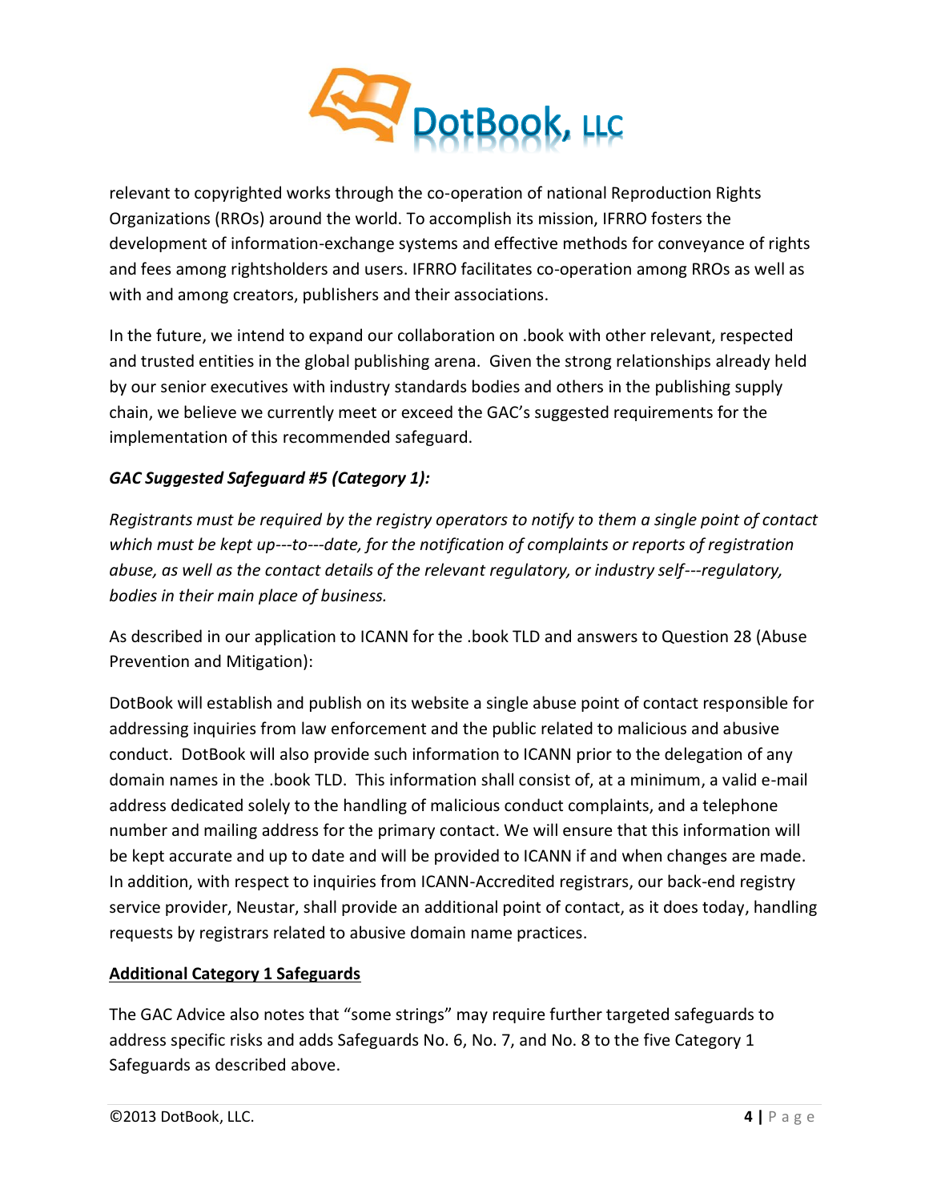relevant to copyrighted works through the co-operation of national Reproduction Rights Organizations (RROs) around the world. To accomplish its mission, IFRRO fosters the development of information-exchange systems and effective methods for conveyance of rights and fees among rightsholders and users. IFRRO facilitates co-operation among RROs as well as with and among creators, publishers and their associations.

In the future, we intend to expand our collaboration on .book with other relevant, respected and trusted entities in the global publishing arena. Given the strong relationships already held by our senior executives with industry standards bodies and others in the publishing supply chain, we believe we currently meet or exceed the GAC's suggested requirements for the implementation of this recommended safeguard.

***GAC Suggested Safeguard #5 (Category 1):***

*Registrants must be required by the registry operators to notify to them a single point of contact which must be kept up---to---date, for the notification of complaints or reports of registration abuse, as well as the contact details of the relevant regulatory, or industry self---regulatory, bodies in their main place of business.*

As described in our application to ICANN for the .book TLD and answers to Question 28 (Abuse Prevention and Mitigation):

DotBook will establish and publish on its website a single abuse point of contact responsible for addressing inquiries from law enforcement and the public related to malicious and abusive conduct. DotBook will also provide such information to ICANN prior to the delegation of any domain names in the .book TLD. This information shall consist of, at a minimum, a valid e-mail address dedicated solely to the handling of malicious conduct complaints, and a telephone number and mailing address for the primary contact. We will ensure that this information will be kept accurate and up to date and will be provided to ICANN if and when changes are made. In addition, with respect to inquiries from ICANN-Accredited registrars, our back-end registry service provider, Neustar, shall provide an additional point of contact, as it does today, handling requests by registrars related to abusive domain name practices.

**Additional Category 1 Safeguards**

The GAC Advice also notes that "some strings" may require further targeted safeguards to address specific risks and adds Safeguards No. 6, No. 7, and No. 8 to the five Category 1 Safeguards as described above.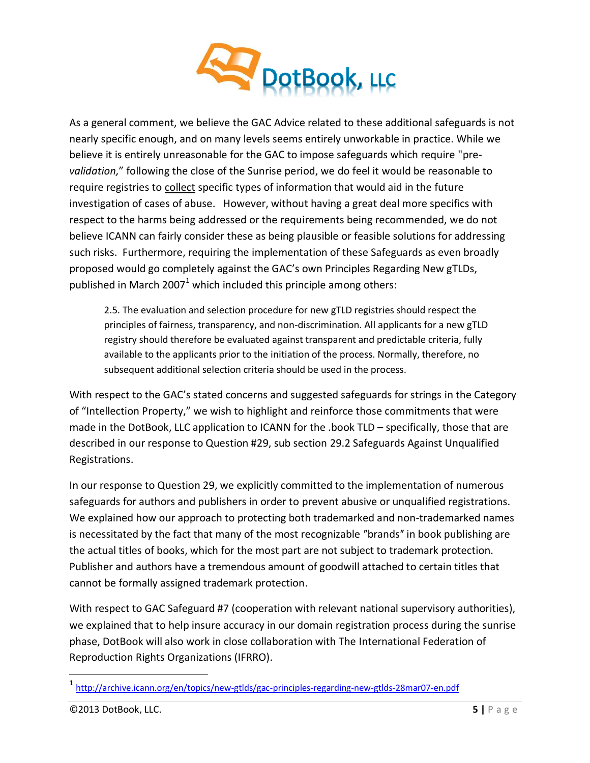As a general comment, we believe the GAC Advice related to these additional safeguards is not nearly specific enough, and on many levels seems entirely unworkable in practice. While we believe it is entirely unreasonable for the GAC to impose safeguards which require "pre-*validation,*" following the close of the Sunrise period, we do feel it would be reasonable to require registries to <u>collect</u> specific types of information that would aid in the future investigation of cases of abuse. However, without having a great deal more specifics with respect to the harms being addressed or the requirements being recommended, we do not believe ICANN can fairly consider these as being plausible or feasible solutions for addressing such risks. Furthermore, requiring the implementation of these Safeguards as even broadly proposed would go completely against the GAC's own Principles Regarding New gTLDs, published in March 2007[1] which included this principle among others:

> 2.5. The evaluation and selection procedure for new gTLD registries should respect the principles of fairness, transparency, and non-discrimination. All applicants for a new gTLD registry should therefore be evaluated against transparent and predictable criteria, fully available to the applicants prior to the initiation of the process. Normally, therefore, no subsequent additional selection criteria should be used in the process.

With respect to the GAC's stated concerns and suggested safeguards for strings in the Category of "Intellection Property," we wish to highlight and reinforce those commitments that were made in the DotBook, LLC application to ICANN for the .book TLD – specifically, those that are described in our response to Question #29, sub section 29.2 Safeguards Against Unqualified Registrations.

In our response to Question 29, we explicitly committed to the implementation of numerous safeguards for authors and publishers in order to prevent abusive or unqualified registrations. We explained how our approach to protecting both trademarked and non-trademarked names is necessitated by the fact that many of the most recognizable "brands" in book publishing are the actual titles of books, which for the most part are not subject to trademark protection. Publisher and authors have a tremendous amount of goodwill attached to certain titles that cannot be formally assigned trademark protection.

With respect to GAC Safeguard #7 (cooperation with relevant national supervisory authorities), we explained that to help insure accuracy in our domain registration process during the sunrise phase, DotBook will also work in close collaboration with The International Federation of Reproduction Rights Organizations (IFRRO).

---

[1] http://archive.icann.org/en/topics/new-gtlds/gac-principles-regarding-new-gtlds-28mar07-en.pdf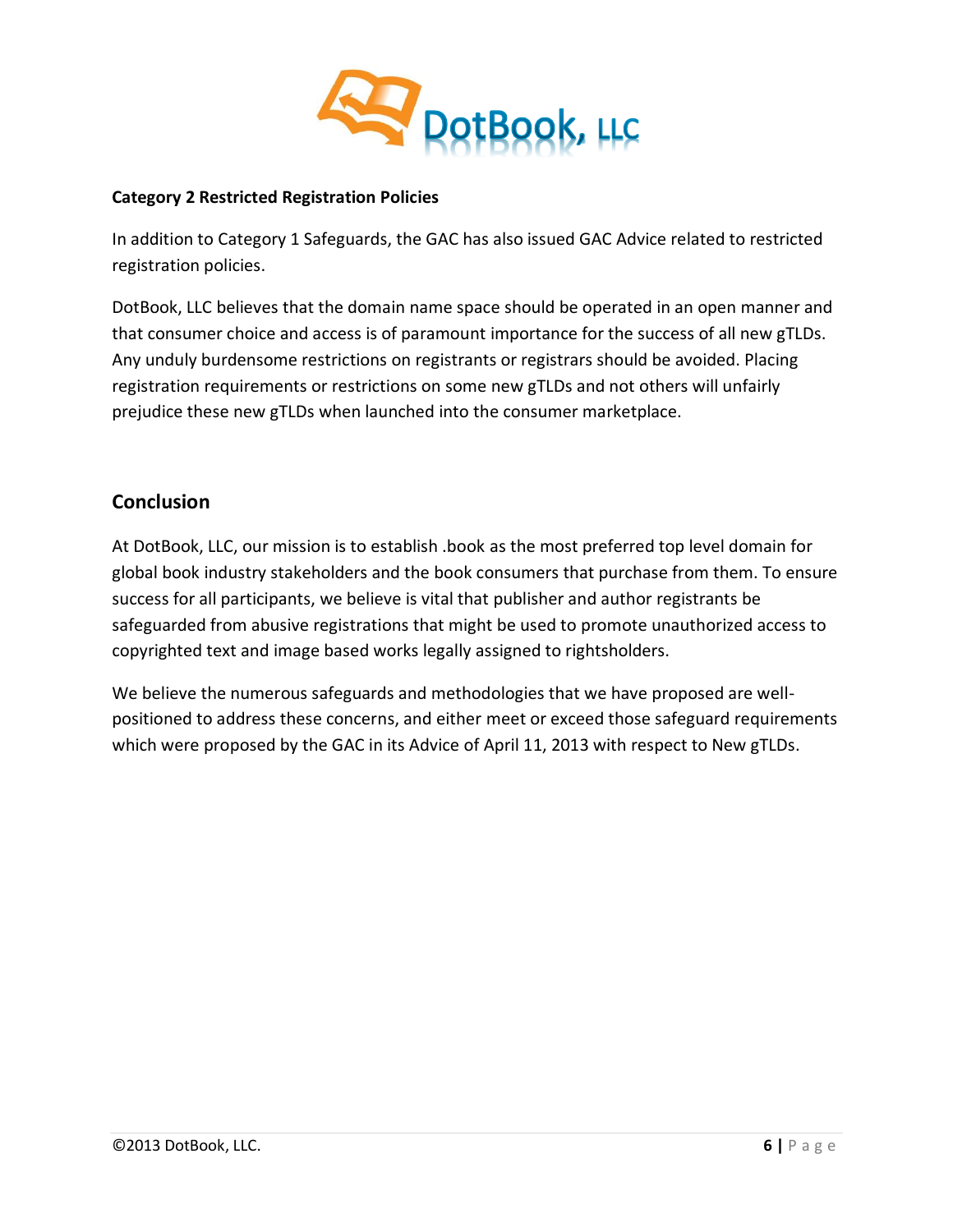**Category 2 Restricted Registration Policies**

In addition to Category 1 Safeguards, the GAC has also issued GAC Advice related to restricted registration policies.

DotBook, LLC believes that the domain name space should be operated in an open manner and that consumer choice and access is of paramount importance for the success of all new gTLDs. Any unduly burdensome restrictions on registrants or registrars should be avoided. Placing registration requirements or restrictions on some new gTLDs and not others will unfairly prejudice these new gTLDs when launched into the consumer marketplace.

## Conclusion

At DotBook, LLC, our mission is to establish .book as the most preferred top level domain for global book industry stakeholders and the book consumers that purchase from them. To ensure success for all participants, we believe is vital that publisher and author registrants be safeguarded from abusive registrations that might be used to promote unauthorized access to copyrighted text and image based works legally assigned to rightsholders.

We believe the numerous safeguards and methodologies that we have proposed are well-positioned to address these concerns, and either meet or exceed those safeguard requirements which were proposed by the GAC in its Advice of April 11, 2013 with respect to New gTLDs.